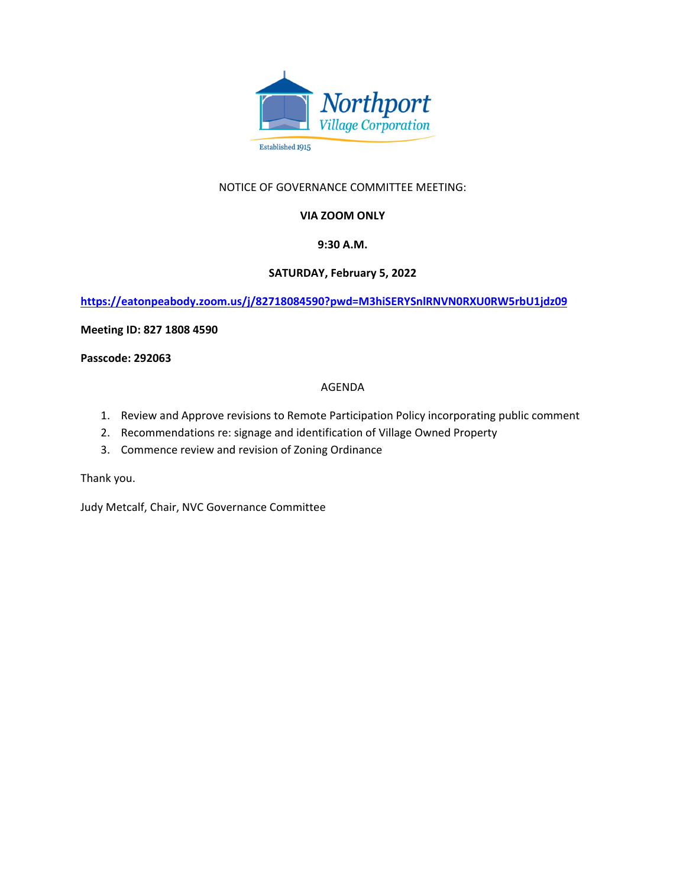Northport
Village Corporation
Established 1915

NOTICE OF GOVERNANCE COMMITTEE MEETING:

**VIA ZOOM ONLY**

**9:30 A.M.**

**SATURDAY, February 5, 2022**

**https://eatonpeabody.zoom.us/j/82718084590?pwd=M3hiSERYSnlRNVN0RXU0RW5rbU1jdz09**

**Meeting ID: 827 1808 4590**

**Passcode: 292063**

AGENDA

1. Review and Approve revisions to Remote Participation Policy incorporating public comment
2. Recommendations re: signage and identification of Village Owned Property
3. Commence review and revision of Zoning Ordinance

Thank you.

Judy Metcalf, Chair, NVC Governance Committee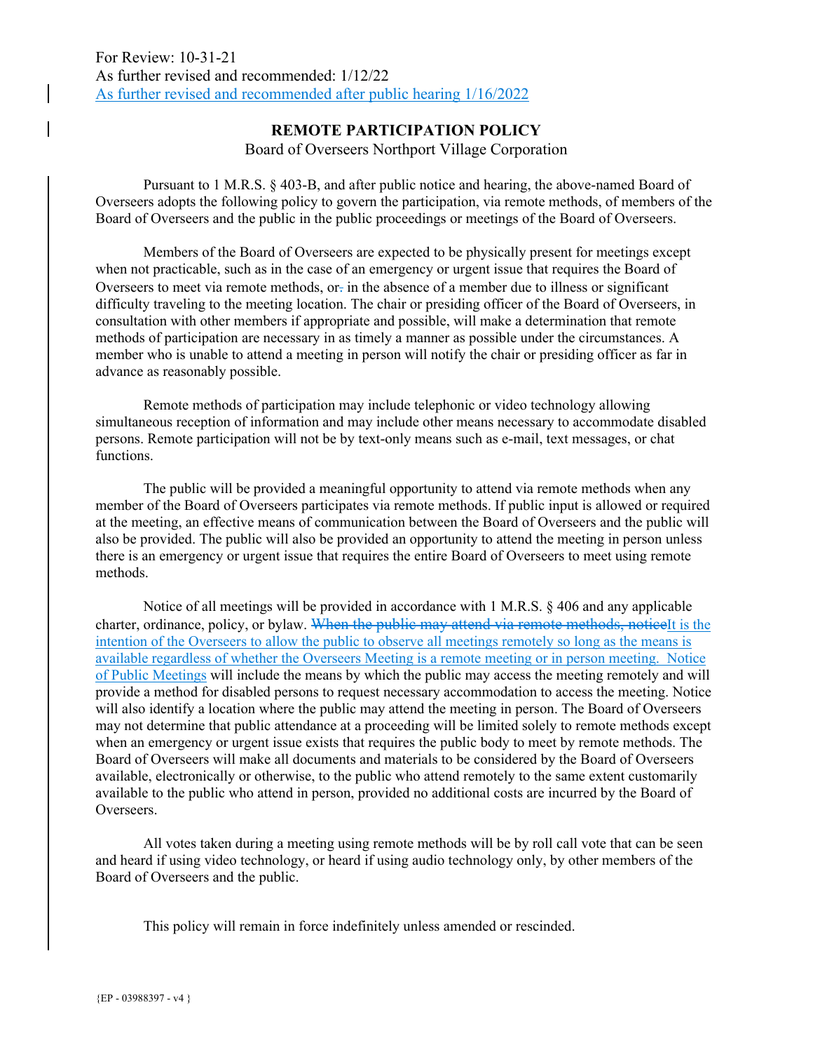For Review: 10-31-21
As further revised and recommended: 1/12/22
As further revised and recommended after public hearing 1/16/2022

**REMOTE PARTICIPATION POLICY**

Board of Overseers Northport Village Corporation

Pursuant to 1 M.R.S. § 403-B, and after public notice and hearing, the above-named Board of Overseers adopts the following policy to govern the participation, via remote methods, of members of the Board of Overseers and the public in the public proceedings or meetings of the Board of Overseers.

Members of the Board of Overseers are expected to be physically present for meetings except when not practicable, such as in the case of an emergency or urgent issue that requires the Board of Overseers to meet via remote methods, or ~~.~~ in the absence of a member due to illness or significant difficulty traveling to the meeting location. The chair or presiding officer of the Board of Overseers, in consultation with other members if appropriate and possible, will make a determination that remote methods of participation are necessary in as timely a manner as possible under the circumstances. A member who is unable to attend a meeting in person will notify the chair or presiding officer as far in advance as reasonably possible.

Remote methods of participation may include telephonic or video technology allowing simultaneous reception of information and may include other means necessary to accommodate disabled persons. Remote participation will not be by text-only means such as e-mail, text messages, or chat functions.

The public will be provided a meaningful opportunity to attend via remote methods when any member of the Board of Overseers participates via remote methods. If public input is allowed or required at the meeting, an effective means of communication between the Board of Overseers and the public will also be provided. The public will also be provided an opportunity to attend the meeting in person unless there is an emergency or urgent issue that requires the entire Board of Overseers to meet using remote methods.

Notice of all meetings will be provided in accordance with 1 M.R.S. § 406 and any applicable charter, ordinance, policy, or bylaw. ~~When the public may attend via remote methods, notice~~It is the intention of the Overseers to allow the public to observe all meetings remotely so long as the means is available regardless of whether the Overseers Meeting is a remote meeting or in person meeting. Notice of Public Meetings will include the means by which the public may access the meeting remotely and will provide a method for disabled persons to request necessary accommodation to access the meeting. Notice will also identify a location where the public may attend the meeting in person. The Board of Overseers may not determine that public attendance at a proceeding will be limited solely to remote methods except when an emergency or urgent issue exists that requires the public body to meet by remote methods. The Board of Overseers will make all documents and materials to be considered by the Board of Overseers available, electronically or otherwise, to the public who attend remotely to the same extent customarily available to the public who attend in person, provided no additional costs are incurred by the Board of Overseers.

All votes taken during a meeting using remote methods will be by roll call vote that can be seen and heard if using video technology, or heard if using audio technology only, by other members of the Board of Overseers and the public.

This policy will remain in force indefinitely unless amended or rescinded.

{EP - 03988397 - v4 }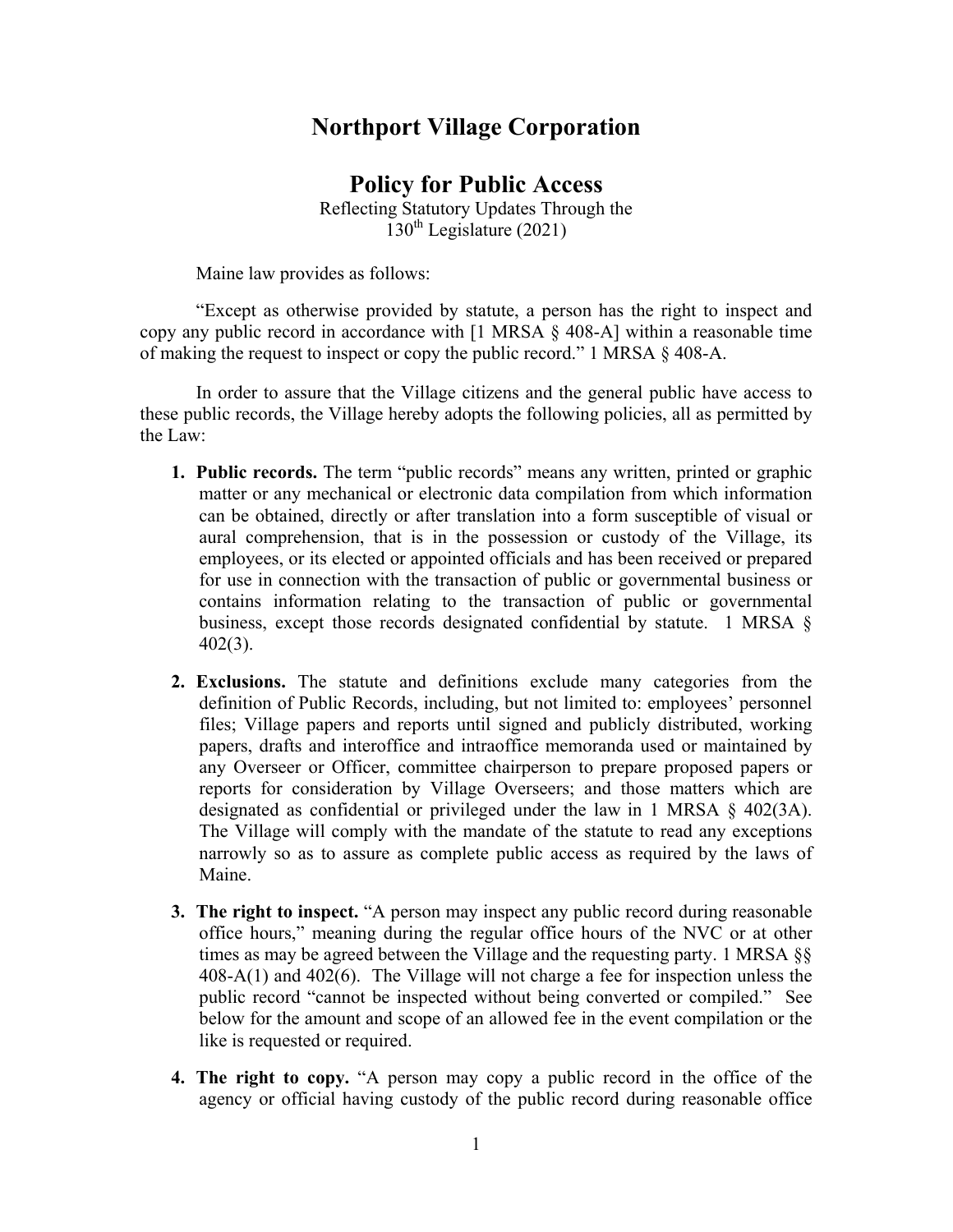# Northport Village Corporation

## Policy for Public Access

Reflecting Statutory Updates Through the
130th Legislature (2021)

Maine law provides as follows:

"Except as otherwise provided by statute, a person has the right to inspect and copy any public record in accordance with [1 MRSA § 408-A] within a reasonable time of making the request to inspect or copy the public record." 1 MRSA § 408-A.

In order to assure that the Village citizens and the general public have access to these public records, the Village hereby adopts the following policies, all as permitted by the Law:

1. **Public records.** The term "public records" means any written, printed or graphic matter or any mechanical or electronic data compilation from which information can be obtained, directly or after translation into a form susceptible of visual or aural comprehension, that is in the possession or custody of the Village, its employees, or its elected or appointed officials and has been received or prepared for use in connection with the transaction of public or governmental business or contains information relating to the transaction of public or governmental business, except those records designated confidential by statute. 1 MRSA § 402(3).

2. **Exclusions.** The statute and definitions exclude many categories from the definition of Public Records, including, but not limited to: employees' personnel files; Village papers and reports until signed and publicly distributed, working papers, drafts and interoffice and intraoffice memoranda used or maintained by any Overseer or Officer, committee chairperson to prepare proposed papers or reports for consideration by Village Overseers; and those matters which are designated as confidential or privileged under the law in 1 MRSA § 402(3A). The Village will comply with the mandate of the statute to read any exceptions narrowly so as to assure as complete public access as required by the laws of Maine.

3. **The right to inspect.** "A person may inspect any public record during reasonable office hours," meaning during the regular office hours of the NVC or at other times as may be agreed between the Village and the requesting party. 1 MRSA §§ 408-A(1) and 402(6). The Village will not charge a fee for inspection unless the public record "cannot be inspected without being converted or compiled." See below for the amount and scope of an allowed fee in the event compilation or the like is requested or required.

4. **The right to copy.** "A person may copy a public record in the office of the agency or official having custody of the public record during reasonable office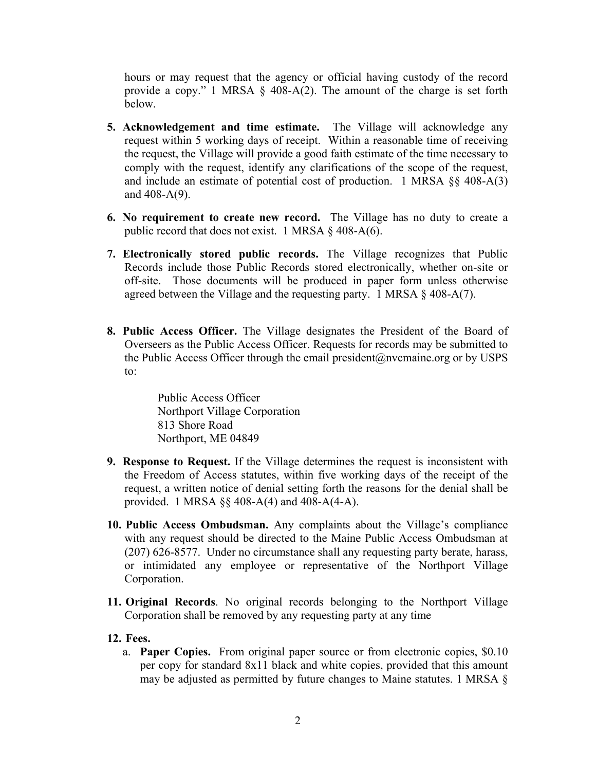hours or may request that the agency or official having custody of the record provide a copy." 1 MRSA § 408-A(2). The amount of the charge is set forth below.

5. **Acknowledgement and time estimate.** The Village will acknowledge any request within 5 working days of receipt. Within a reasonable time of receiving the request, the Village will provide a good faith estimate of the time necessary to comply with the request, identify any clarifications of the scope of the request, and include an estimate of potential cost of production. 1 MRSA §§ 408-A(3) and 408-A(9).

6. **No requirement to create new record.** The Village has no duty to create a public record that does not exist. 1 MRSA § 408-A(6).

7. **Electronically stored public records.** The Village recognizes that Public Records include those Public Records stored electronically, whether on-site or off-site. Those documents will be produced in paper form unless otherwise agreed between the Village and the requesting party. 1 MRSA § 408-A(7).

8. **Public Access Officer.** The Village designates the President of the Board of Overseers as the Public Access Officer. Requests for records may be submitted to the Public Access Officer through the email president@nvcmaine.org or by USPS to:

   Public Access Officer
   Northport Village Corporation
   813 Shore Road
   Northport, ME 04849

9. **Response to Request.** If the Village determines the request is inconsistent with the Freedom of Access statutes, within five working days of the receipt of the request, a written notice of denial setting forth the reasons for the denial shall be provided. 1 MRSA §§ 408-A(4) and 408-A(4-A).

10. **Public Access Ombudsman.** Any complaints about the Village's compliance with any request should be directed to the Maine Public Access Ombudsman at (207) 626-8577. Under no circumstance shall any requesting party berate, harass, or intimidated any employee or representative of the Northport Village Corporation.

11. **Original Records**. No original records belonging to the Northport Village Corporation shall be removed by any requesting party at any time

12. **Fees.**
    a. **Paper Copies.** From original paper source or from electronic copies, $0.10 per copy for standard 8x11 black and white copies, provided that this amount may be adjusted as permitted by future changes to Maine statutes. 1 MRSA §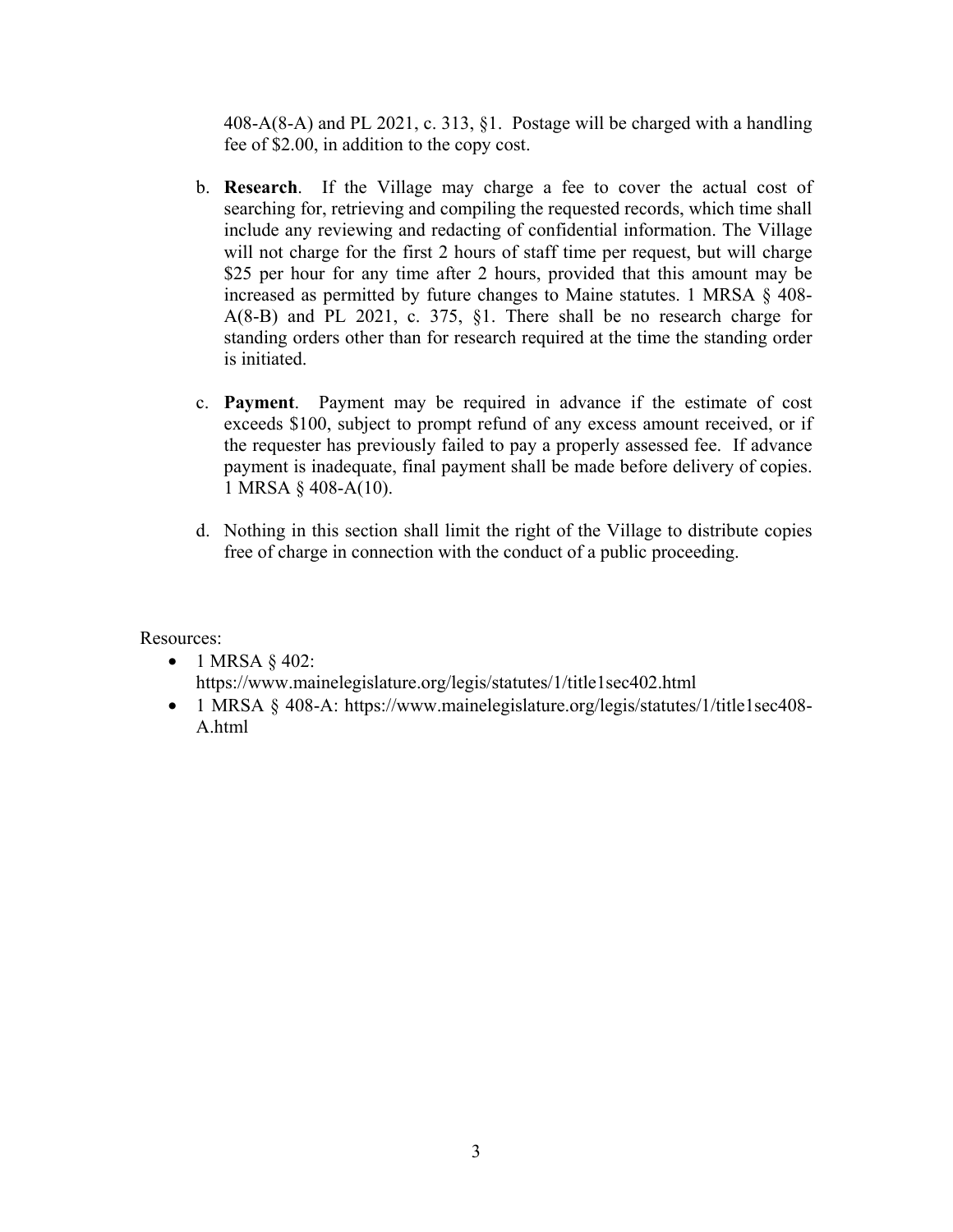408-A(8-A) and PL 2021, c. 313, §1. Postage will be charged with a handling fee of $2.00, in addition to the copy cost.

b. **Research**. If the Village may charge a fee to cover the actual cost of searching for, retrieving and compiling the requested records, which time shall include any reviewing and redacting of confidential information. The Village will not charge for the first 2 hours of staff time per request, but will charge $25 per hour for any time after 2 hours, provided that this amount may be increased as permitted by future changes to Maine statutes. 1 MRSA § 408-A(8-B) and PL 2021, c. 375, §1. There shall be no research charge for standing orders other than for research required at the time the standing order is initiated.

c. **Payment**. Payment may be required in advance if the estimate of cost exceeds $100, subject to prompt refund of any excess amount received, or if the requester has previously failed to pay a properly assessed fee. If advance payment is inadequate, final payment shall be made before delivery of copies. 1 MRSA § 408-A(10).

d. Nothing in this section shall limit the right of the Village to distribute copies free of charge in connection with the conduct of a public proceeding.

Resources:

- 1 MRSA § 402: https://www.mainelegislature.org/legis/statutes/1/title1sec402.html
- 1 MRSA § 408-A: https://www.mainelegislature.org/legis/statutes/1/title1sec408-A.html